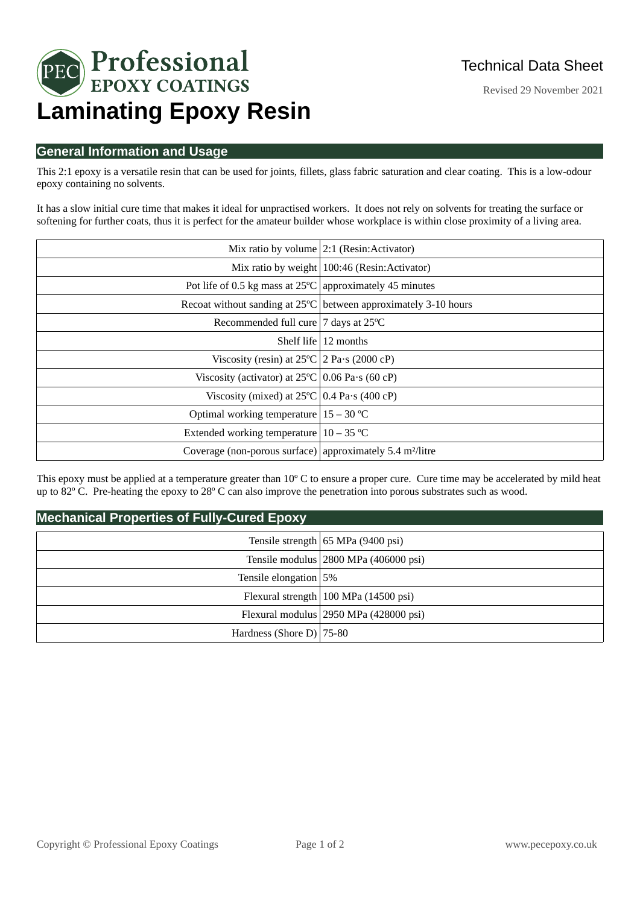Professional EPOXY COATINGS

Technical Data Sheet

Revised 29 November 2021

# Laminating Epoxy Resin

## General Information and Usage

This 2:1 epoxy is a versatile resin that can be used for joints, fillets, glass fabric saturation and clear coating. This is a low-odour epoxy containing no solvents.

It has a slow initial cure time that makes it ideal for unpractised workers. It does not rely on solvents for treating the surface or softening for further coats, thus it is perfect for the amateur builder whose workplace is within close proximity of a living area.

| | |
|---:|---|
| Mix ratio by volume | 2:1 (Resin:Activator) |
| Mix ratio by weight | 100:46 (Resin:Activator) |
| Pot life of 0.5 kg mass at 25ºC | approximately 45 minutes |
| Recoat without sanding at 25ºC | between approximately 3-10 hours |
| Recommended full cure | 7 days at 25ºC |
| Shelf life | 12 months |
| Viscosity (resin) at 25ºC | 2 Pa·s (2000 cP) |
| Viscosity (activator) at 25ºC | 0.06 Pa·s (60 cP) |
| Viscosity (mixed) at 25ºC | 0.4 Pa·s (400 cP) |
| Optimal working temperature | 15 – 30 ºC |
| Extended working temperature | 10 – 35 ºC |
| Coverage (non-porous surface) | approximately 5.4 m²/litre |

This epoxy must be applied at a temperature greater than 10º C to ensure a proper cure. Cure time may be accelerated by mild heat up to 82º C. Pre-heating the epoxy to 28º C can also improve the penetration into porous substrates such as wood.

## Mechanical Properties of Fully-Cured Epoxy

| | |
|---:|---|
| Tensile strength | 65 MPa (9400 psi) |
| Tensile modulus | 2800 MPa (406000 psi) |
| Tensile elongation | 5% |
| Flexural strength | 100 MPa (14500 psi) |
| Flexural modulus | 2950 MPa (428000 psi) |
| Hardness (Shore D) | 75-80 |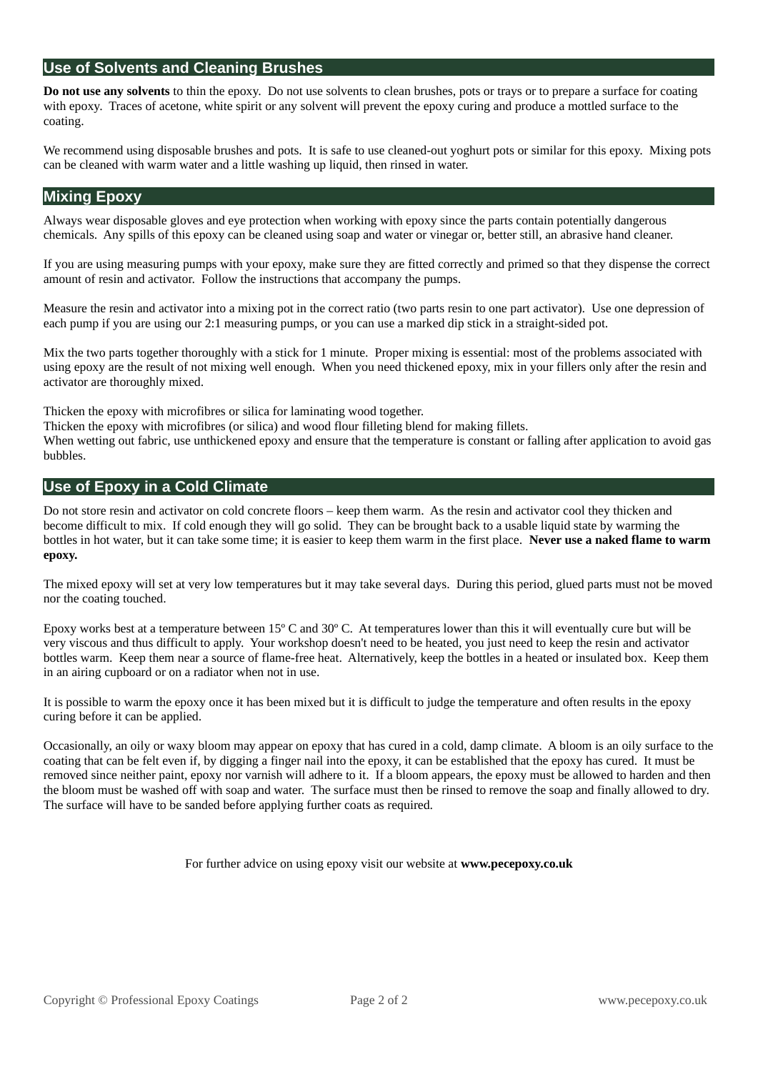## Use of Solvents and Cleaning Brushes

**Do not use any solvents** to thin the epoxy. Do not use solvents to clean brushes, pots or trays or to prepare a surface for coating with epoxy. Traces of acetone, white spirit or any solvent will prevent the epoxy curing and produce a mottled surface to the coating.

We recommend using disposable brushes and pots. It is safe to use cleaned-out yoghurt pots or similar for this epoxy. Mixing pots can be cleaned with warm water and a little washing up liquid, then rinsed in water.

## Mixing Epoxy

Always wear disposable gloves and eye protection when working with epoxy since the parts contain potentially dangerous chemicals. Any spills of this epoxy can be cleaned using soap and water or vinegar or, better still, an abrasive hand cleaner.

If you are using measuring pumps with your epoxy, make sure they are fitted correctly and primed so that they dispense the correct amount of resin and activator. Follow the instructions that accompany the pumps.

Measure the resin and activator into a mixing pot in the correct ratio (two parts resin to one part activator). Use one depression of each pump if you are using our 2:1 measuring pumps, or you can use a marked dip stick in a straight-sided pot.

Mix the two parts together thoroughly with a stick for 1 minute. Proper mixing is essential: most of the problems associated with using epoxy are the result of not mixing well enough. When you need thickened epoxy, mix in your fillers only after the resin and activator are thoroughly mixed.

Thicken the epoxy with microfibres or silica for laminating wood together.
Thicken the epoxy with microfibres (or silica) and wood flour filleting blend for making fillets.
When wetting out fabric, use unthickened epoxy and ensure that the temperature is constant or falling after application to avoid gas bubbles.

## Use of Epoxy in a Cold Climate

Do not store resin and activator on cold concrete floors – keep them warm. As the resin and activator cool they thicken and become difficult to mix. If cold enough they will go solid. They can be brought back to a usable liquid state by warming the bottles in hot water, but it can take some time; it is easier to keep them warm in the first place. **Never use a naked flame to warm epoxy.**

The mixed epoxy will set at very low temperatures but it may take several days. During this period, glued parts must not be moved nor the coating touched.

Epoxy works best at a temperature between 15º C and 30º C. At temperatures lower than this it will eventually cure but will be very viscous and thus difficult to apply. Your workshop doesn't need to be heated, you just need to keep the resin and activator bottles warm. Keep them near a source of flame-free heat. Alternatively, keep the bottles in a heated or insulated box. Keep them in an airing cupboard or on a radiator when not in use.

It is possible to warm the epoxy once it has been mixed but it is difficult to judge the temperature and often results in the epoxy curing before it can be applied.

Occasionally, an oily or waxy bloom may appear on epoxy that has cured in a cold, damp climate. A bloom is an oily surface to the coating that can be felt even if, by digging a finger nail into the epoxy, it can be established that the epoxy has cured. It must be removed since neither paint, epoxy nor varnish will adhere to it. If a bloom appears, the epoxy must be allowed to harden and then the bloom must be washed off with soap and water. The surface must then be rinsed to remove the soap and finally allowed to dry. The surface will have to be sanded before applying further coats as required.

For further advice on using epoxy visit our website at **www.pecepoxy.co.uk**